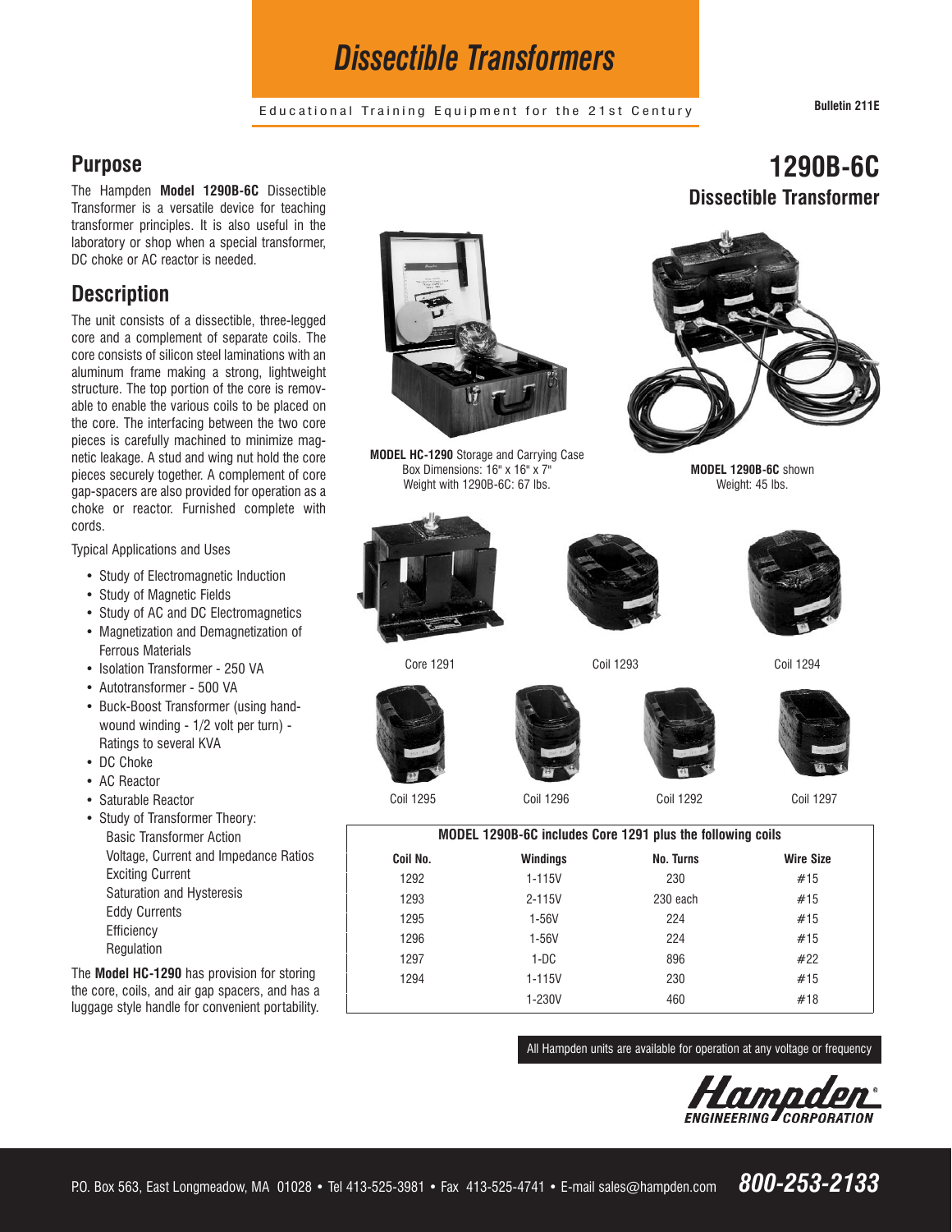# Dissectible Transformers

Educational Training Equipment for the 21st Century

Bulletin 211E

# 1290B-6C
## Dissectible Transformer

## Purpose

The Hampden **Model 1290B-6C** Dissectible Transformer is a versatile device for teaching transformer principles. It is also useful in the laboratory or shop when a special transformer, DC choke or AC reactor is needed.

## Description

The unit consists of a dissectible, three-legged core and a complement of separate coils. The core consists of silicon steel laminations with an aluminum frame making a strong, lightweight structure. The top portion of the core is removable to enable the various coils to be placed on the core. The interfacing between the two core pieces is carefully machined to minimize magnetic leakage. A stud and wing nut hold the core pieces securely together. A complement of core gap-spacers are also provided for operation as a choke or reactor. Furnished complete with cords.

Typical Applications and Uses

- Study of Electromagnetic Induction
- Study of Magnetic Fields
- Study of AC and DC Electromagnetics
- Magnetization and Demagnetization of Ferrous Materials
- Isolation Transformer - 250 VA
- Autotransformer - 500 VA
- Buck-Boost Transformer (using hand-wound winding - 1/2 volt per turn) - Ratings to several KVA
- DC Choke
- AC Reactor
- Saturable Reactor
- Study of Transformer Theory:
  - Basic Transformer Action
  - Voltage, Current and Impedance Ratios
  - Exciting Current
  - Saturation and Hysteresis
  - Eddy Currents
  - Efficiency
  - Regulation

The **Model HC-1290** has provision for storing the core, coils, and air gap spacers, and has a luggage style handle for convenient portability.

**MODEL HC-1290** Storage and Carrying Case
Box Dimensions: 16" x 16" x 7"
Weight with 1290B-6C: 67 lbs.

**MODEL 1290B-6C** shown
Weight: 45 lbs.

Core 1291

Coil 1293

Coil 1294

Coil 1295

Coil 1296

Coil 1292

Coil 1297

**MODEL 1290B-6C includes Core 1291 plus the following coils**

| Coil No. | Windings | No. Turns | Wire Size |
|---|---|---|---|
| 1292 | 1-115V | 230 | #15 |
| 1293 | 2-115V | 230 each | #15 |
| 1295 | 1-56V | 224 | #15 |
| 1296 | 1-56V | 224 | #15 |
| 1297 | 1-DC | 896 | #22 |
| 1294 | 1-115V | 230 | #15 |
| | 1-230V | 460 | #18 |

All Hampden units are available for operation at any voltage or frequency

Hampden ENGINEERING CORPORATION

P.O. Box 563, East Longmeadow, MA 01028 • Tel 413-525-3981 • Fax 413-525-4741 • E-mail sales@hampden.com **800-253-2133**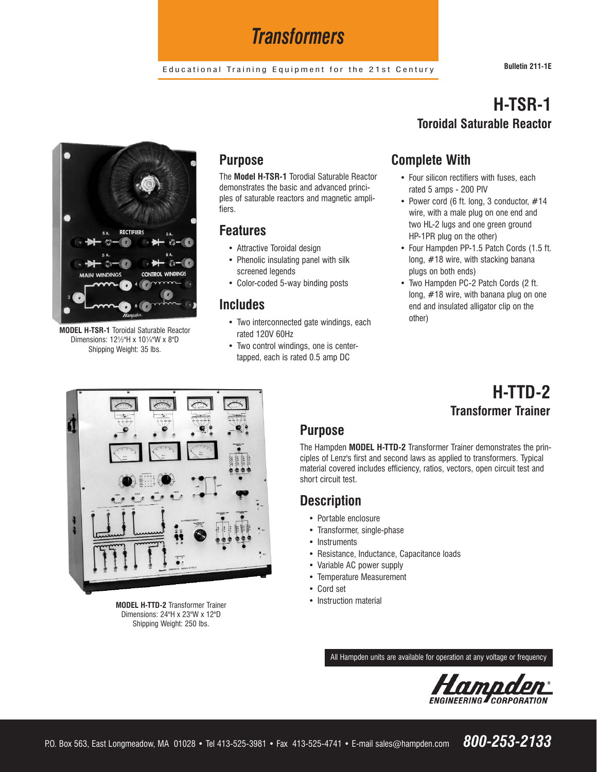# Transformers

Educational Training Equipment for the 21st Century

Bulletin 211-1E

## H-TSR-1

### Toroidal Saturable Reactor

**MODEL H-TSR-1** Toroidal Saturable Reactor
Dimensions: 12½"H x 10¼"W x 8"D
Shipping Weight: 35 lbs.

## Purpose

The **Model H-TSR-1** Torodial Saturable Reactor demonstrates the basic and advanced principles of saturable reactors and magnetic amplifiers.

## Features

- Attractive Toroidal design
- Phenolic insulating panel with silk screened legends
- Color-coded 5-way binding posts

## Includes

- Two interconnected gate windings, each rated 120V 60Hz
- Two control windings, one is center-tapped, each is rated 0.5 amp DC

## Complete With

- Four silicon rectifiers with fuses, each rated 5 amps - 200 PIV
- Power cord (6 ft. long, 3 conductor, #14 wire, with a male plug on one end and two HL-2 lugs and one green ground HP-1PR plug on the other)
- Four Hampden PP-1.5 Patch Cords (1.5 ft. long, #18 wire, with stacking banana plugs on both ends)
- Two Hampden PC-2 Patch Cords (2 ft. long, #18 wire, with banana plug on one end and insulated alligator clip on the other)

## H-TTD-2

### Transformer Trainer

**MODEL H-TTD-2** Transformer Trainer
Dimensions: 24"H x 23"W x 12"D
Shipping Weight: 250 lbs.

## Purpose

The Hampden **MODEL H-TTD-2** Transformer Trainer demonstrates the principles of Lenz's first and second laws as applied to transformers. Typical material covered includes efficiency, ratios, vectors, open circuit test and short circuit test.

## Description

- Portable enclosure
- Transformer, single-phase
- Instruments
- Resistance, Inductance, Capacitance loads
- Variable AC power supply
- Temperature Measurement
- Cord set
- Instruction material

All Hampden units are available for operation at any voltage or frequency

Hampden ENGINEERING CORPORATION

P.O. Box 563, East Longmeadow, MA 01028 • Tel 413-525-3981 • Fax 413-525-4741 • E-mail sales@hampden.com **800-253-2133**